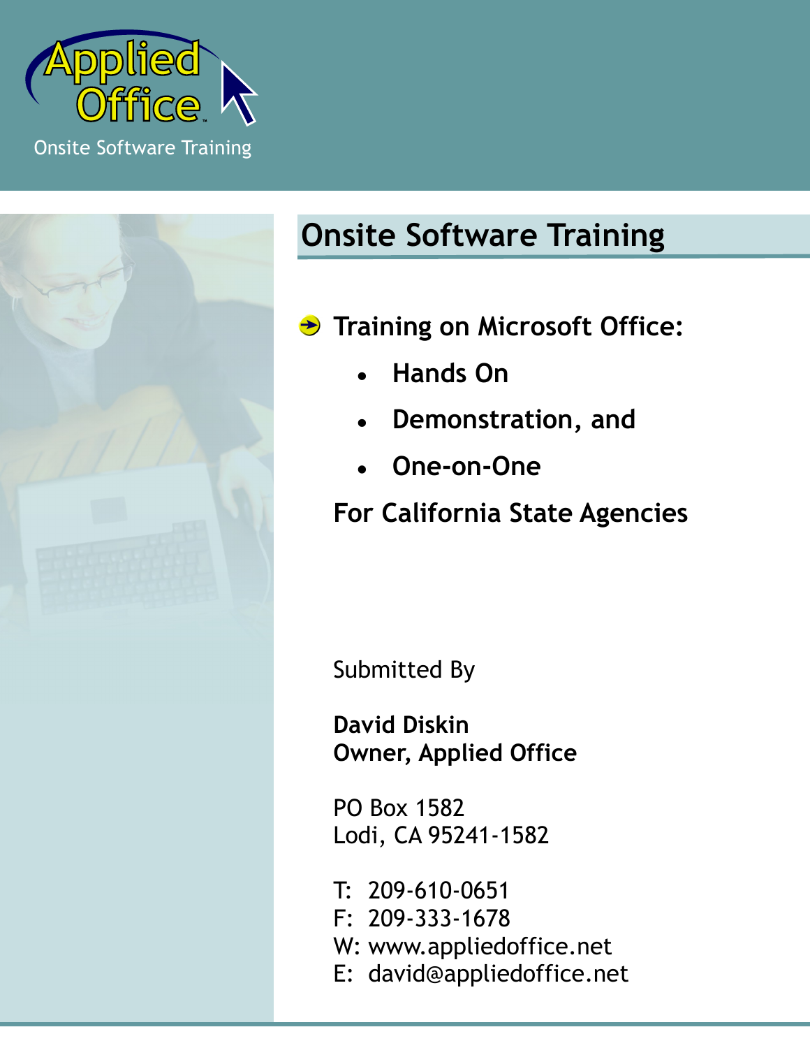Applied Office

Onsite Software Training

# Onsite Software Training

- **Training on Microsoft Office:**
  - **Hands On**
  - **Demonstration, and**
  - **One-on-One**

**For California State Agencies**

Submitted By

**David Diskin**
**Owner, Applied Office**

PO Box 1582
Lodi, CA 95241-1582

T: 209-610-0651
F: 209-333-1678
W: www.appliedoffice.net
E: david@appliedoffice.net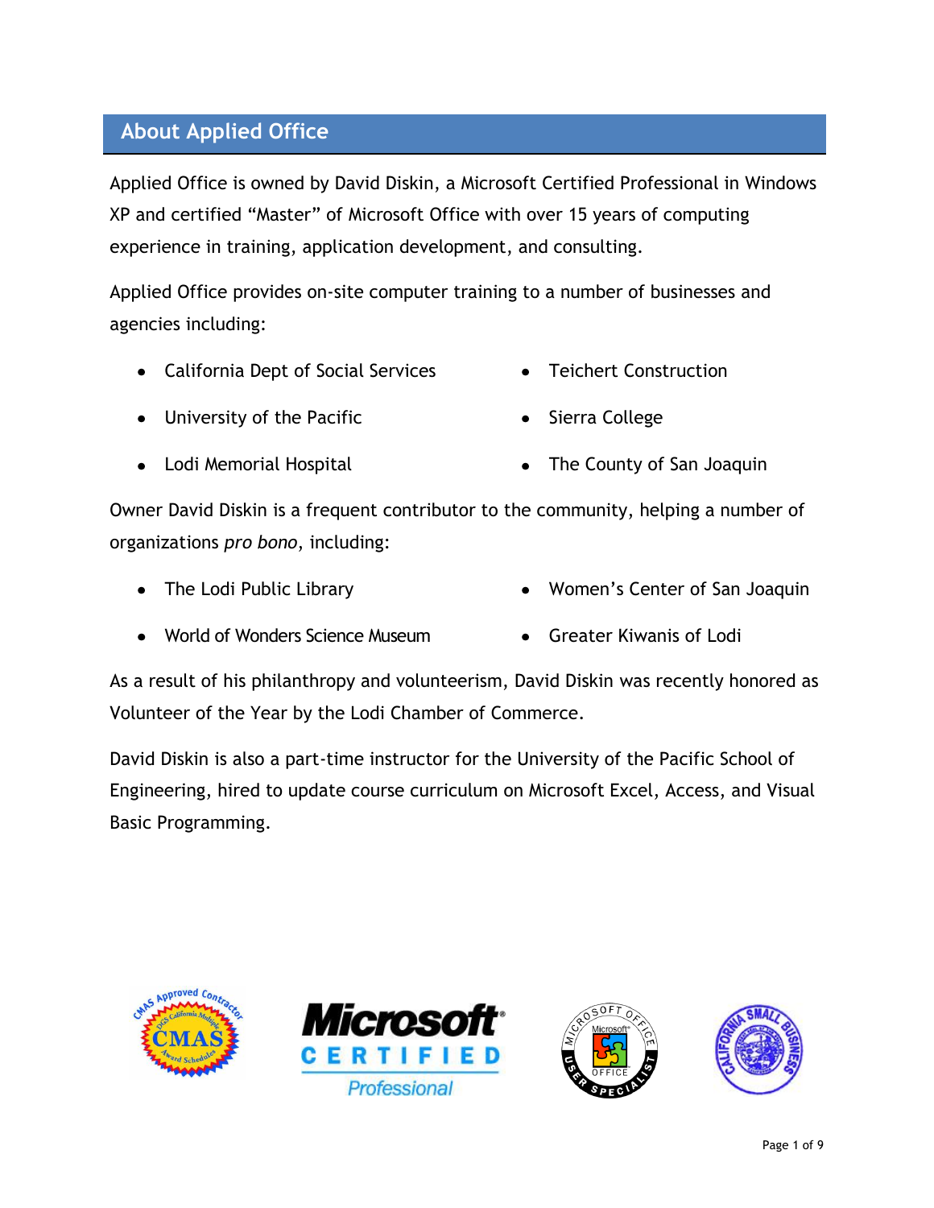## About Applied Office

Applied Office is owned by David Diskin, a Microsoft Certified Professional in Windows XP and certified “Master” of Microsoft Office with over 15 years of computing experience in training, application development, and consulting.

Applied Office provides on-site computer training to a number of businesses and agencies including:

- California Dept of Social Services
- University of the Pacific
- Lodi Memorial Hospital
- Teichert Construction
- Sierra College
- The County of San Joaquin

Owner David Diskin is a frequent contributor to the community, helping a number of organizations *pro bono*, including:

- The Lodi Public Library
- World of Wonders Science Museum
- Women’s Center of San Joaquin
- Greater Kiwanis of Lodi

As a result of his philanthropy and volunteerism, David Diskin was recently honored as Volunteer of the Year by the Lodi Chamber of Commerce.

David Diskin is also a part-time instructor for the University of the Pacific School of Engineering, hired to update course curriculum on Microsoft Excel, Access, and Visual Basic Programming.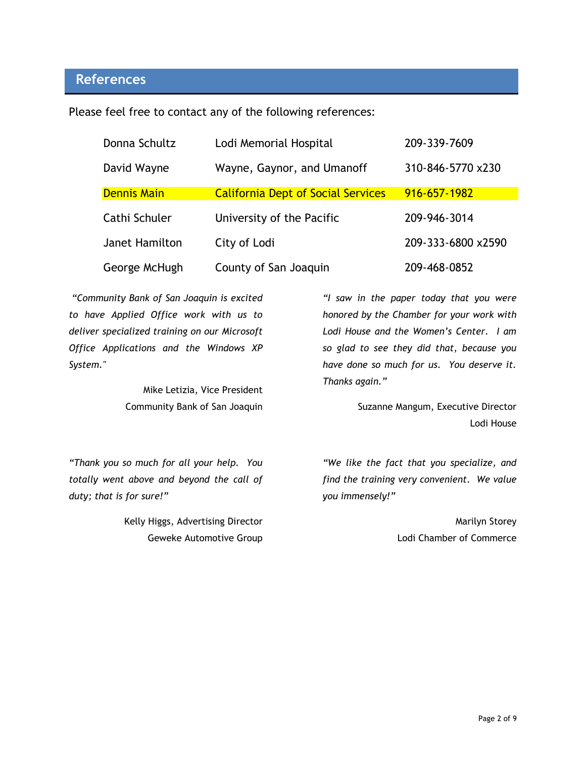## References

Please feel free to contact any of the following references:

| Name | Organization | Phone |
| --- | --- | --- |
| Donna Schultz | Lodi Memorial Hospital | 209-339-7609 |
| David Wayne | Wayne, Gaynor, and Umanoff | 310-846-5770 x230 |
| Dennis Main | California Dept of Social Services | 916-657-1982 |
| Cathi Schuler | University of the Pacific | 209-946-3014 |
| Janet Hamilton | City of Lodi | 209-333-6800 x2590 |
| George McHugh | County of San Joaquin | 209-468-0852 |

*"Community Bank of San Joaquin is excited to have Applied Office work with us to deliver specialized training on our Microsoft Office Applications and the Windows XP System."*

Mike Letizia, Vice President
Community Bank of San Joaquin

*"I saw in the paper today that you were honored by the Chamber for your work with Lodi House and the Women's Center. I am so glad to see they did that, because you have done so much for us. You deserve it. Thanks again."*

Suzanne Mangum, Executive Director
Lodi House

*"Thank you so much for all your help. You totally went above and beyond the call of duty; that is for sure!"*

Kelly Higgs, Advertising Director
Geweke Automotive Group

*"We like the fact that you specialize, and find the training very convenient. We value you immensely!"*

Marilyn Storey
Lodi Chamber of Commerce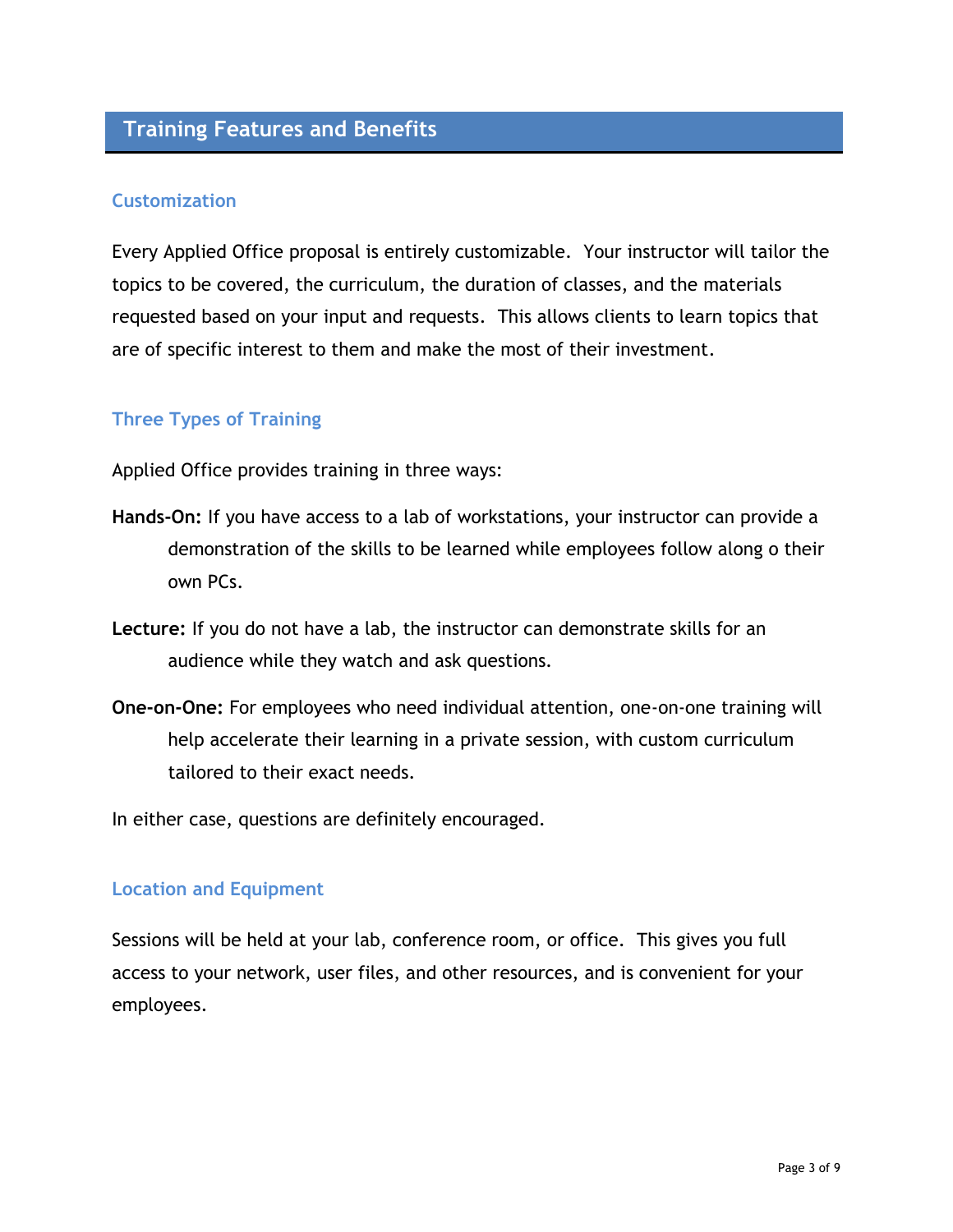## Training Features and Benefits

### Customization

Every Applied Office proposal is entirely customizable. Your instructor will tailor the topics to be covered, the curriculum, the duration of classes, and the materials requested based on your input and requests. This allows clients to learn topics that are of specific interest to them and make the most of their investment.

### Three Types of Training

Applied Office provides training in three ways:

**Hands-On:** If you have access to a lab of workstations, your instructor can provide a demonstration of the skills to be learned while employees follow along o their own PCs.

**Lecture:** If you do not have a lab, the instructor can demonstrate skills for an audience while they watch and ask questions.

**One-on-One:** For employees who need individual attention, one-on-one training will help accelerate their learning in a private session, with custom curriculum tailored to their exact needs.

In either case, questions are definitely encouraged.

### Location and Equipment

Sessions will be held at your lab, conference room, or office. This gives you full access to your network, user files, and other resources, and is convenient for your employees.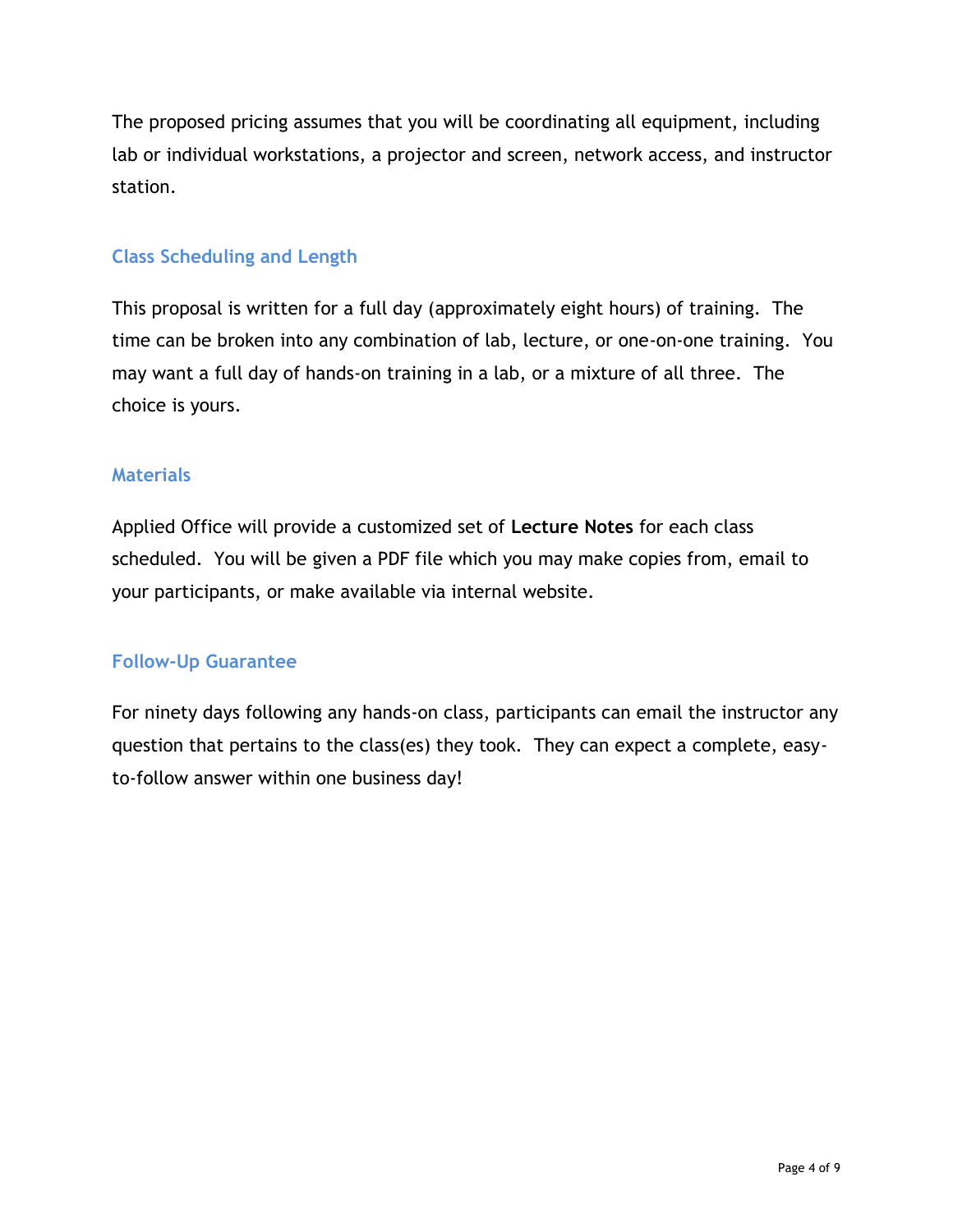The proposed pricing assumes that you will be coordinating all equipment, including lab or individual workstations, a projector and screen, network access, and instructor station.

### Class Scheduling and Length

This proposal is written for a full day (approximately eight hours) of training. The time can be broken into any combination of lab, lecture, or one-on-one training. You may want a full day of hands-on training in a lab, or a mixture of all three. The choice is yours.

### Materials

Applied Office will provide a customized set of **Lecture Notes** for each class scheduled. You will be given a PDF file which you may make copies from, email to your participants, or make available via internal website.

### Follow-Up Guarantee

For ninety days following any hands-on class, participants can email the instructor any question that pertains to the class(es) they took. They can expect a complete, easy-to-follow answer within one business day!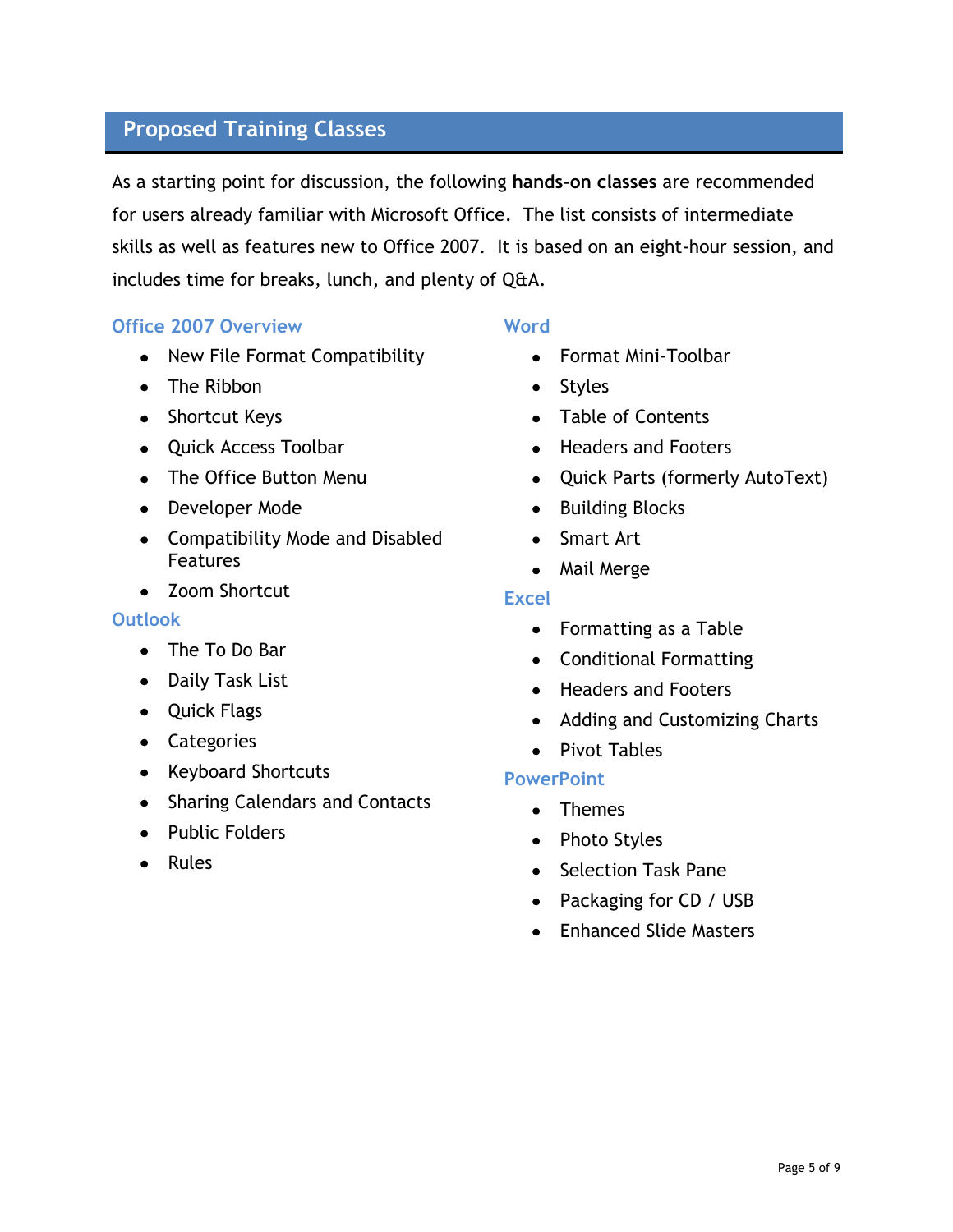## Proposed Training Classes

As a starting point for discussion, the following **hands-on classes** are recommended for users already familiar with Microsoft Office. The list consists of intermediate skills as well as features new to Office 2007. It is based on an eight-hour session, and includes time for breaks, lunch, and plenty of Q&A.

### Office 2007 Overview

- New File Format Compatibility
- The Ribbon
- Shortcut Keys
- Quick Access Toolbar
- The Office Button Menu
- Developer Mode
- Compatibility Mode and Disabled Features
- Zoom Shortcut

### Outlook

- The To Do Bar
- Daily Task List
- Quick Flags
- Categories
- Keyboard Shortcuts
- Sharing Calendars and Contacts
- Public Folders
- Rules

### Word

- Format Mini-Toolbar
- Styles
- Table of Contents
- Headers and Footers
- Quick Parts (formerly AutoText)
- Building Blocks
- Smart Art
- Mail Merge

### Excel

- Formatting as a Table
- Conditional Formatting
- Headers and Footers
- Adding and Customizing Charts
- Pivot Tables

### PowerPoint

- Themes
- Photo Styles
- Selection Task Pane
- Packaging for CD / USB
- Enhanced Slide Masters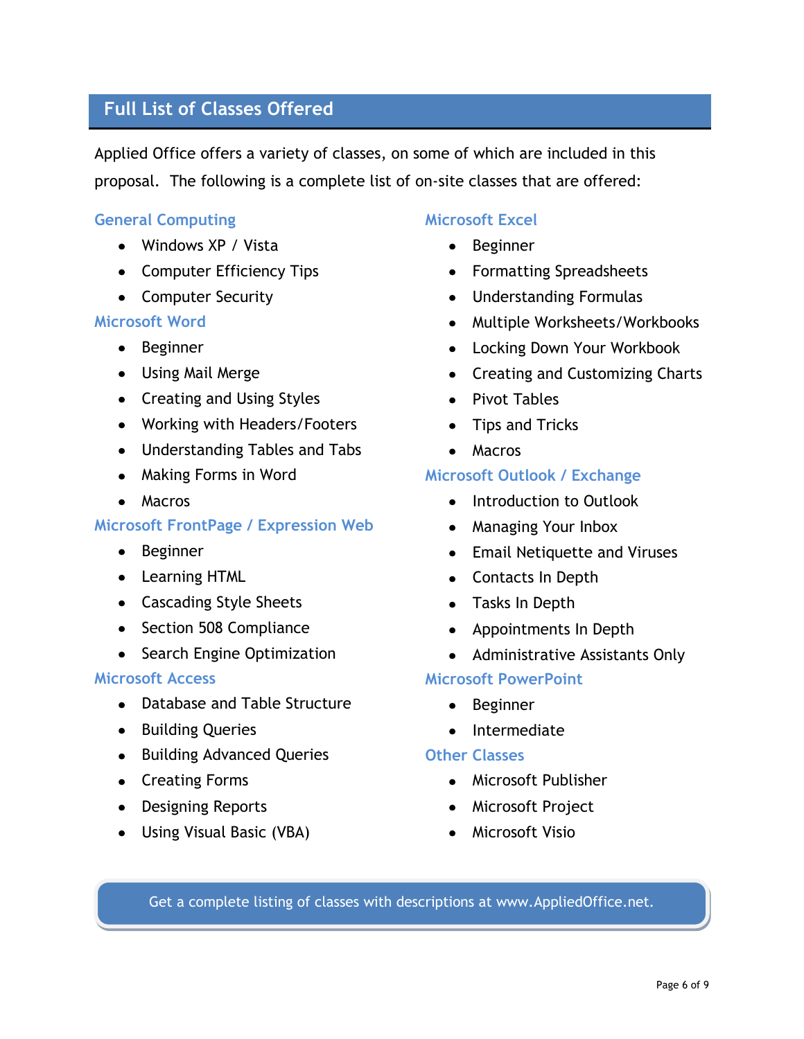## Full List of Classes Offered

Applied Office offers a variety of classes, on some of which are included in this proposal. The following is a complete list of on-site classes that are offered:

### General Computing

- Windows XP / Vista
- Computer Efficiency Tips
- Computer Security

### Microsoft Word

- Beginner
- Using Mail Merge
- Creating and Using Styles
- Working with Headers/Footers
- Understanding Tables and Tabs
- Making Forms in Word
- Macros

### Microsoft FrontPage / Expression Web

- Beginner
- Learning HTML
- Cascading Style Sheets
- Section 508 Compliance
- Search Engine Optimization

### Microsoft Access

- Database and Table Structure
- Building Queries
- Building Advanced Queries
- Creating Forms
- Designing Reports
- Using Visual Basic (VBA)

### Microsoft Excel

- Beginner
- Formatting Spreadsheets
- Understanding Formulas
- Multiple Worksheets/Workbooks
- Locking Down Your Workbook
- Creating and Customizing Charts
- Pivot Tables
- Tips and Tricks
- Macros

### Microsoft Outlook / Exchange

- Introduction to Outlook
- Managing Your Inbox
- Email Netiquette and Viruses
- Contacts In Depth
- Tasks In Depth
- Appointments In Depth
- Administrative Assistants Only

### Microsoft PowerPoint

- Beginner
- Intermediate

### Other Classes

- Microsoft Publisher
- Microsoft Project
- Microsoft Visio

Get a complete listing of classes with descriptions at www.AppliedOffice.net.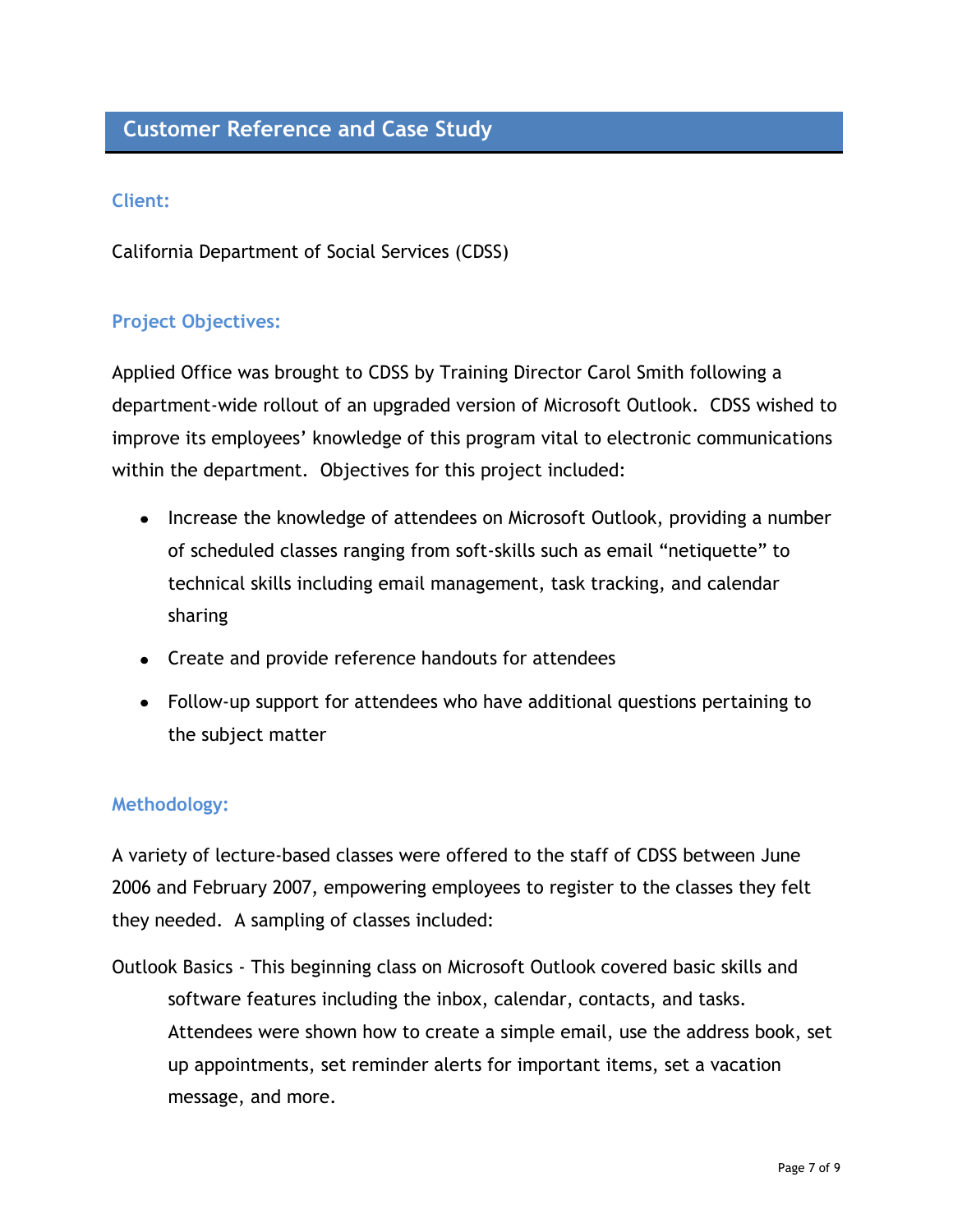## Customer Reference and Case Study

### Client:

California Department of Social Services (CDSS)

### Project Objectives:

Applied Office was brought to CDSS by Training Director Carol Smith following a department-wide rollout of an upgraded version of Microsoft Outlook. CDSS wished to improve its employees' knowledge of this program vital to electronic communications within the department. Objectives for this project included:

- Increase the knowledge of attendees on Microsoft Outlook, providing a number of scheduled classes ranging from soft-skills such as email "netiquette" to technical skills including email management, task tracking, and calendar sharing
- Create and provide reference handouts for attendees
- Follow-up support for attendees who have additional questions pertaining to the subject matter

### Methodology:

A variety of lecture-based classes were offered to the staff of CDSS between June 2006 and February 2007, empowering employees to register to the classes they felt they needed. A sampling of classes included:

Outlook Basics - This beginning class on Microsoft Outlook covered basic skills and software features including the inbox, calendar, contacts, and tasks. Attendees were shown how to create a simple email, use the address book, set up appointments, set reminder alerts for important items, set a vacation message, and more.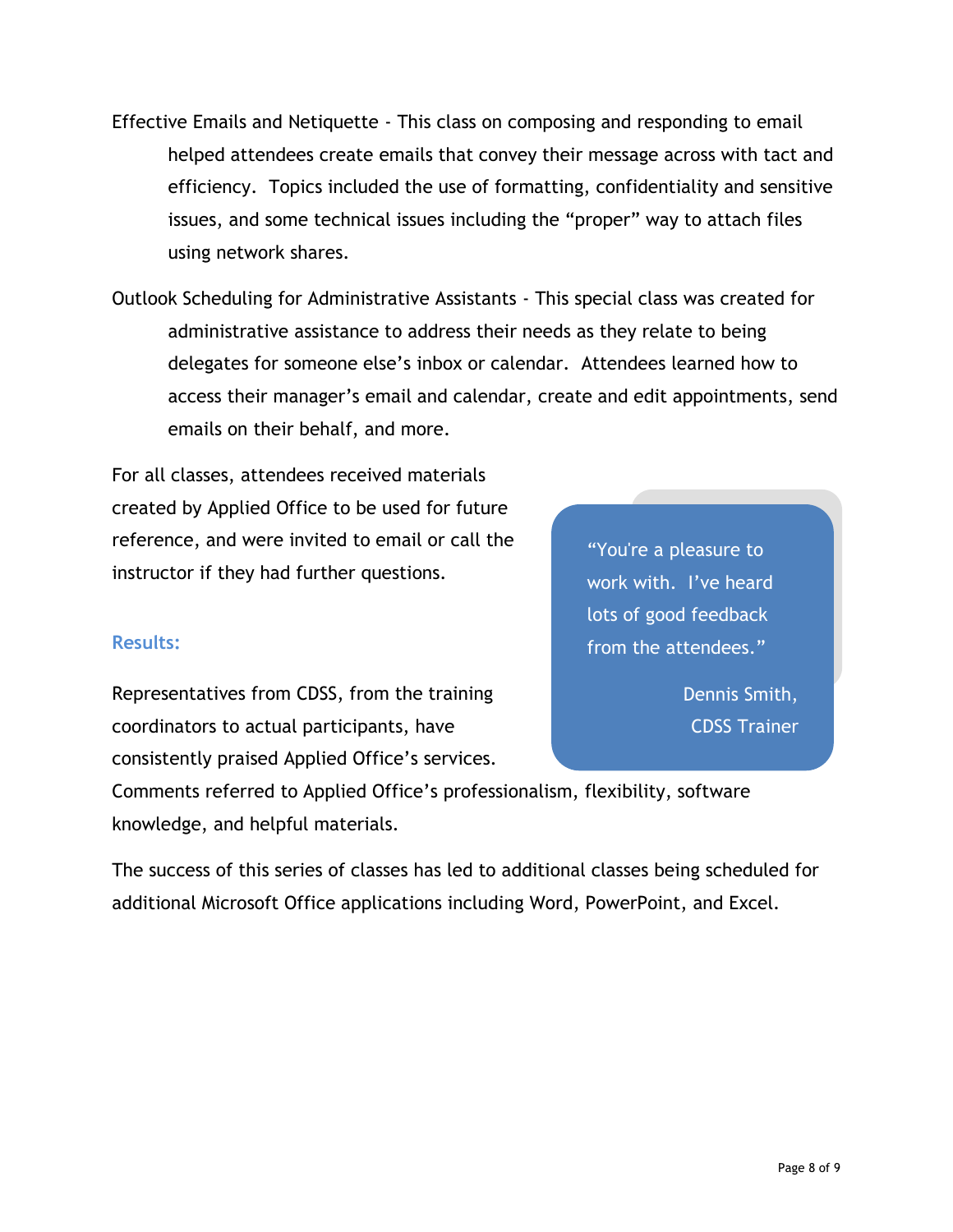Effective Emails and Netiquette - This class on composing and responding to email helped attendees create emails that convey their message across with tact and efficiency. Topics included the use of formatting, confidentiality and sensitive issues, and some technical issues including the “proper” way to attach files using network shares.

Outlook Scheduling for Administrative Assistants - This special class was created for administrative assistance to address their needs as they relate to being delegates for someone else’s inbox or calendar. Attendees learned how to access their manager’s email and calendar, create and edit appointments, send emails on their behalf, and more.

For all classes, attendees received materials created by Applied Office to be used for future reference, and were invited to email or call the instructor if they had further questions.

> “You're a pleasure to work with. I’ve heard lots of good feedback from the attendees.”
>
> Dennis Smith, CDSS Trainer

### Results:

Representatives from CDSS, from the training coordinators to actual participants, have consistently praised Applied Office’s services. Comments referred to Applied Office’s professionalism, flexibility, software knowledge, and helpful materials.

The success of this series of classes has led to additional classes being scheduled for additional Microsoft Office applications including Word, PowerPoint, and Excel.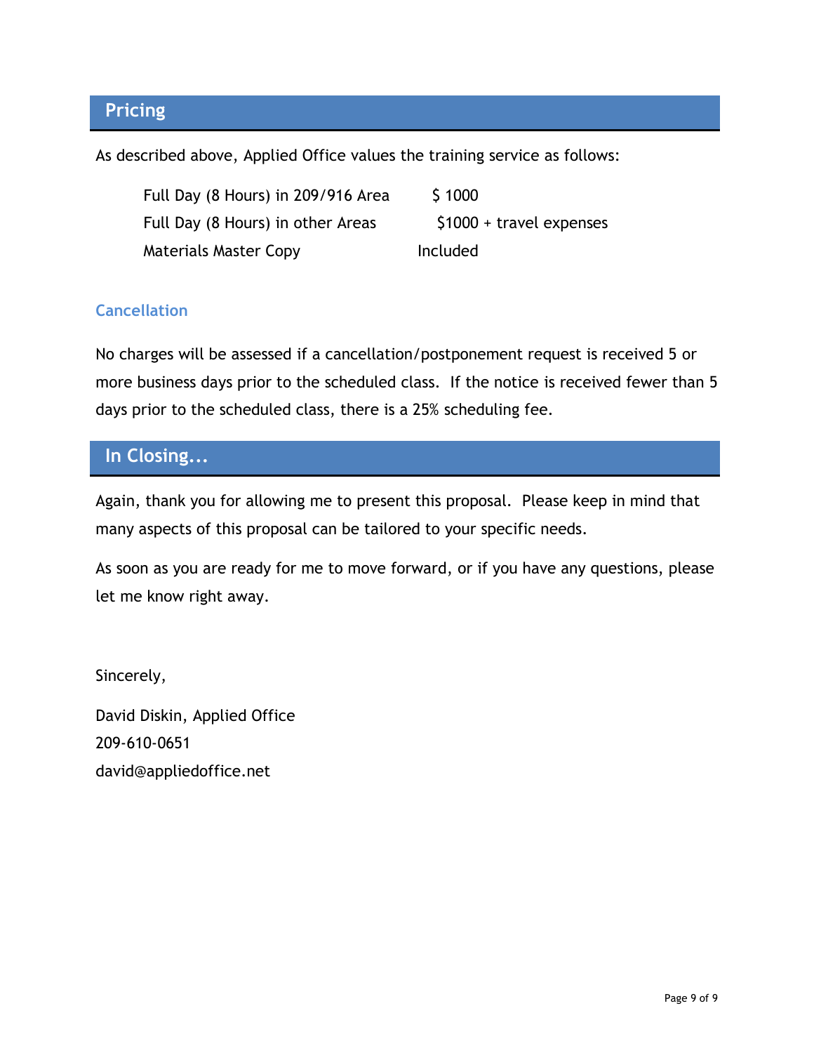## Pricing

As described above, Applied Office values the training service as follows:

| | |
|---|---|
| Full Day (8 Hours) in 209/916 Area | $ 1000 |
| Full Day (8 Hours) in other Areas | $1000 + travel expenses |
| Materials Master Copy | Included |

### Cancellation

No charges will be assessed if a cancellation/postponement request is received 5 or more business days prior to the scheduled class. If the notice is received fewer than 5 days prior to the scheduled class, there is a 25% scheduling fee.

## In Closing...

Again, thank you for allowing me to present this proposal. Please keep in mind that many aspects of this proposal can be tailored to your specific needs.

As soon as you are ready for me to move forward, or if you have any questions, please let me know right away.

Sincerely,

David Diskin, Applied Office
209-610-0651
david@appliedoffice.net